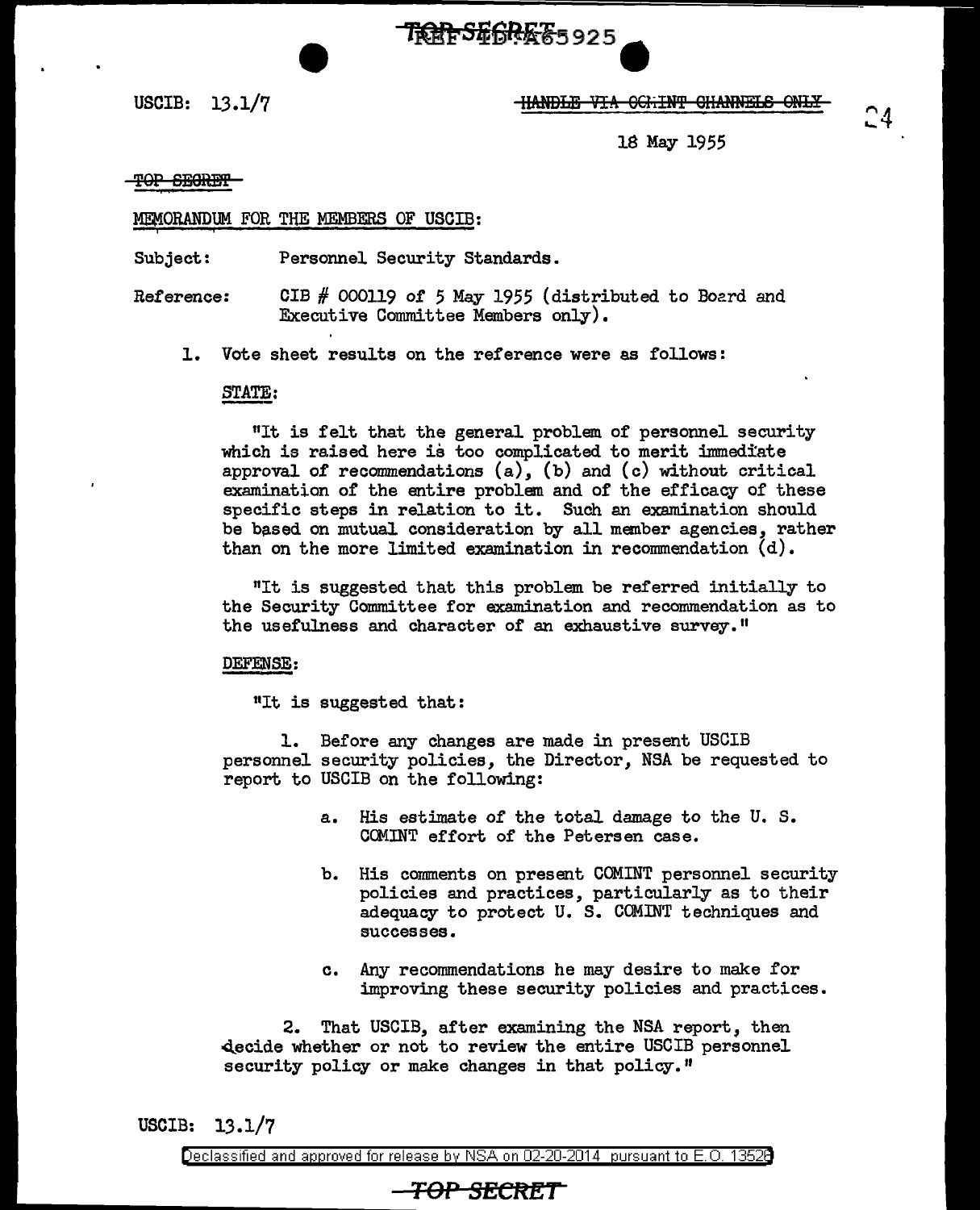USCIB: 13.1/7

~~HANDLE VIA COMINT CHANNELS ONLY~~

18 May 1955

~~TOP SECRET~~

MEMORANDUM FOR THE MEMBERS OF USCIB:

Subject: Personnel Security Standards.

Reference: CIB # 000119 of 5 May 1955 (distributed to Board and Executive Committee Members only).

1. Vote sheet results on the reference were as follows:

STATE:

"It is felt that the general problem of personnel security which is raised here is too complicated to merit immediate approval of recommendations (a), (b) and (c) without critical examination of the entire problem and of the efficacy of these specific steps in relation to it. Such an examination should be based on mutual consideration by all member agencies, rather than on the more limited examination in recommendation (d).

"It is suggested that this problem be referred initially to the Security Committee for examination and recommendation as to the usefulness and character of an exhaustive survey."

DEFENSE:

"It is suggested that:

1. Before any changes are made in present USCIB personnel security policies, the Director, NSA be requested to report to USCIB on the following:

a. His estimate of the total damage to the U. S. COMINT effort of the Petersen case.

b. His comments on present COMINT personnel security policies and practices, particularly as to their adequacy to protect U. S. COMINT techniques and successes.

c. Any recommendations he may desire to make for improving these security policies and practices.

2. That USCIB, after examining the NSA report, then decide whether or not to review the entire USCIB personnel security policy or make changes in that policy."

USCIB: 13.1/7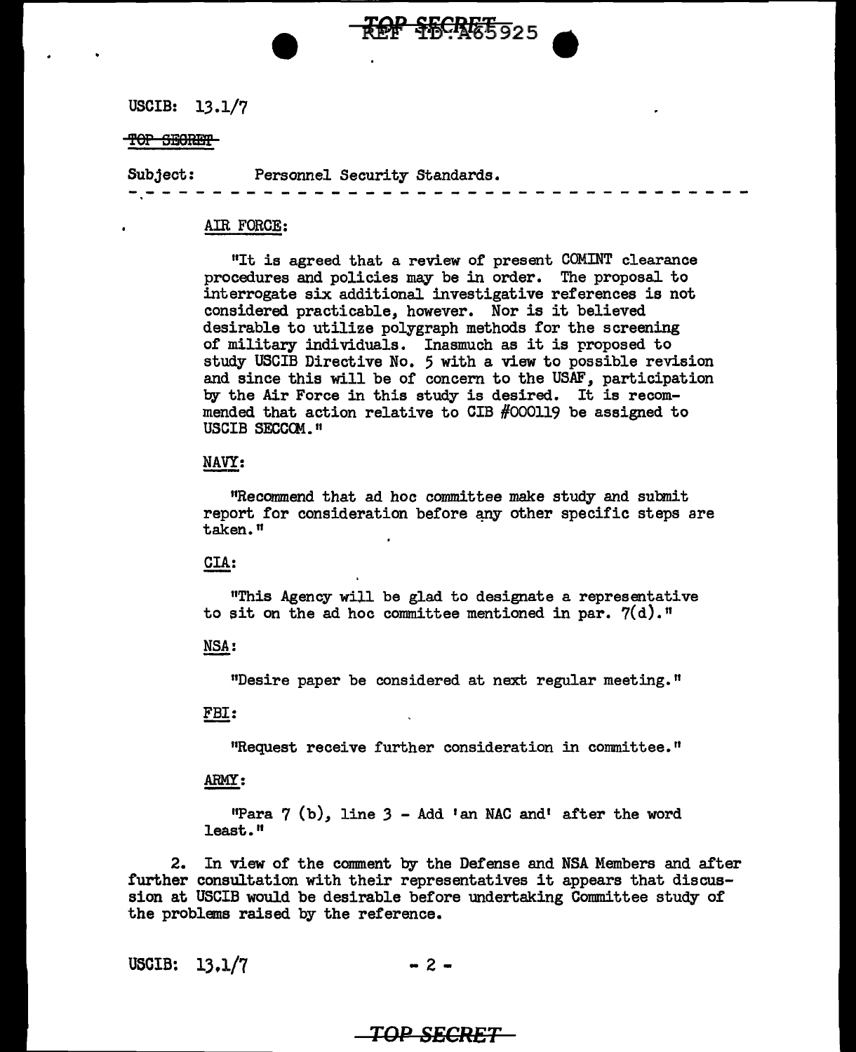USCIB: 13.1/7

~~TOP SECRET~~

Subject: Personnel Security Standards.

- - - - - - - - - - - - - - - - - - - - - - - - - - - - - - - - - - - -

AIR FORCE:

"It is agreed that a review of present COMINT clearance procedures and policies may be in order. The proposal to interrogate six additional investigative references is not considered practicable, however. Nor is it believed desirable to utilize polygraph methods for the screening of military individuals. Inasmuch as it is proposed to study USCIB Directive No. 5 with a view to possible revision and since this will be of concern to the USAF, participation by the Air Force in this study is desired. It is recommended that action relative to CIB #000119 be assigned to USCIB SECCOM."

NAVY:

"Recommend that ad hoc committee make study and submit report for consideration before any other specific steps are taken."

CIA:

"This Agency will be glad to designate a representative to sit on the ad hoc committee mentioned in par. 7(d)."

NSA:

"Desire paper be considered at next regular meeting."

FBI:

"Request receive further consideration in committee."

ARMY:

"Para 7 (b), line 3 - Add 'an NAC and' after the word least."

2. In view of the comment by the Defense and NSA Members and after further consultation with their representatives it appears that discussion at USCIB would be desirable before undertaking Committee study of the problems raised by the reference.

USCIB: 13.1/7

TOP SECRET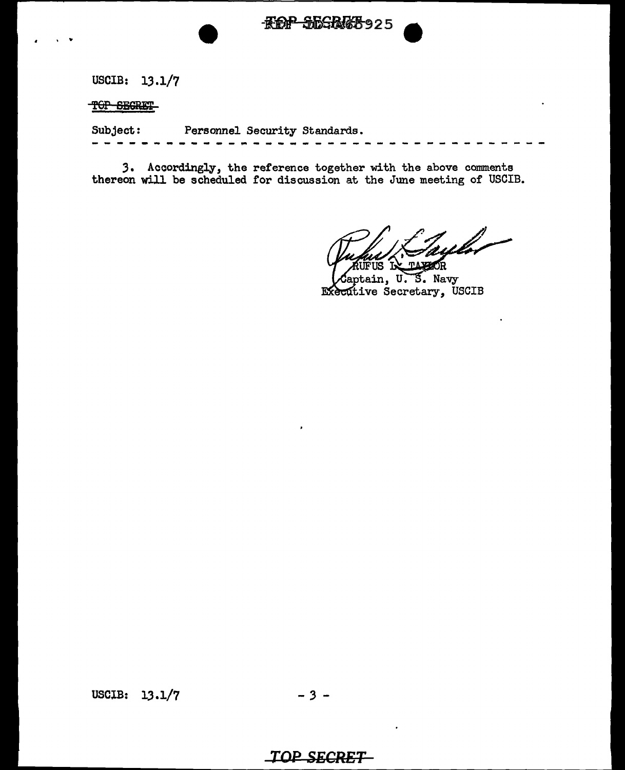USCIB: 13.1/7

~~TOP SECRET~~

Subject: Personnel Security Standards.

- - - - - - - - - - - - - - - - - - - - - - - - - - - - - - - - - - - -

3. Accordingly, the reference together with the above comments thereon will be scheduled for discussion at the June meeting of USCIB.

RUFUS L. TAYLOR
Captain, U. S. Navy
Executive Secretary, USCIB

USCIB: 13.1/7

TOP SECRET